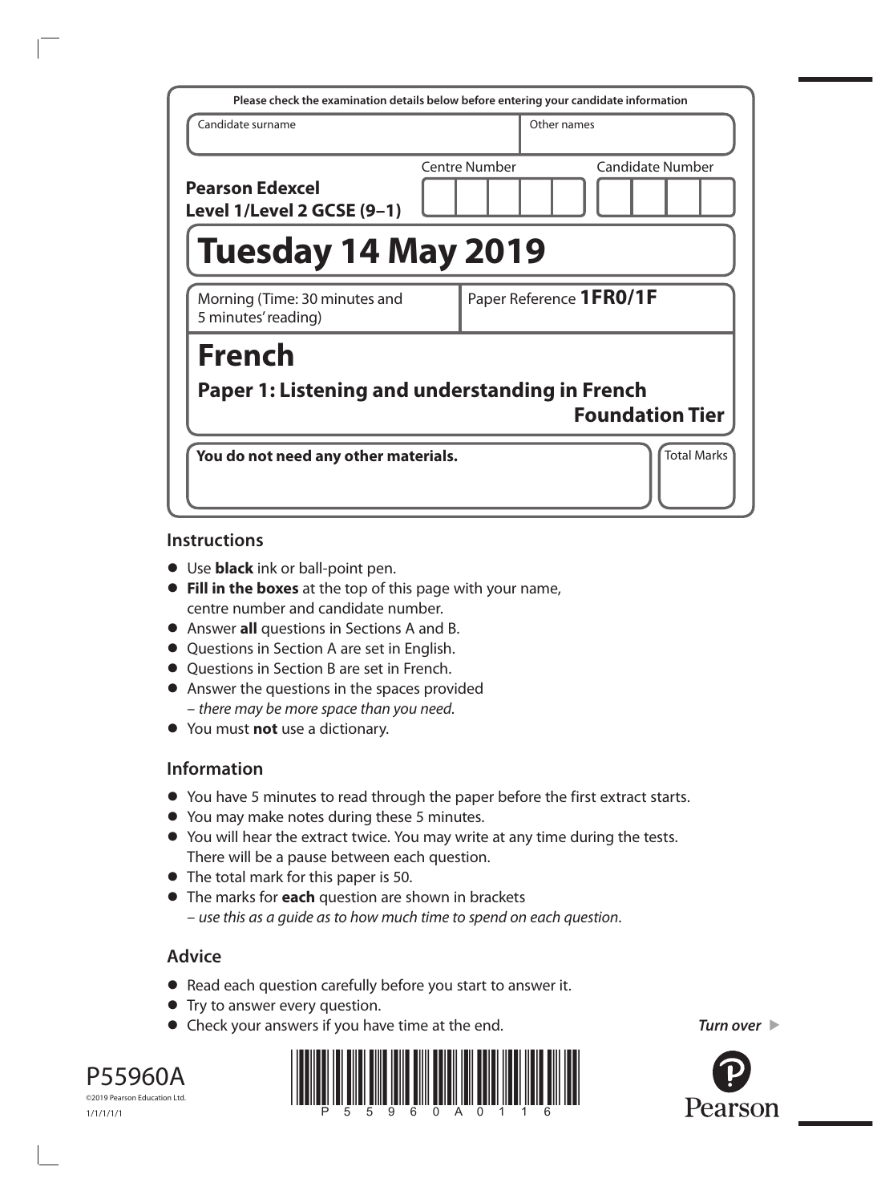Please check the examination details below before entering your candidate information

| Candidate surname | Other names |
|---|---|
| | |

**Pearson Edexcel Level 1/Level 2 GCSE (9–1)**

| Centre Number | Candidate Number |
|---|---|
| | |

# Tuesday 14 May 2019

| Morning (Time: 30 minutes and 5 minutes' reading) | Paper Reference **1FR0/1F** |
|---|---|

# French

## Paper 1: Listening and understanding in French

**Foundation Tier**

| **You do not need any other materials.** | Total Marks |
|---|---|
| | |

## Instructions

- Use **black** ink or ball-point pen.
- **Fill in the boxes** at the top of this page with your name, centre number and candidate number.
- Answer **all** questions in Sections A and B.
- Questions in Section A are set in English.
- Questions in Section B are set in French.
- Answer the questions in the spaces provided – *there may be more space than you need*.
- You must **not** use a dictionary.

## Information

- You have 5 minutes to read through the paper before the first extract starts.
- You may make notes during these 5 minutes.
- You will hear the extract twice. You may write at any time during the tests. There will be a pause between each question.
- The total mark for this paper is 50.
- The marks for **each** question are shown in brackets – *use this as a guide as to how much time to spend on each question*.

## Advice

- Read each question carefully before you start to answer it.
- Try to answer every question.
- Check your answers if you have time at the end.

*Turn over* ▶

P55960A

©2019 Pearson Education Ltd.

1/1/1/1/1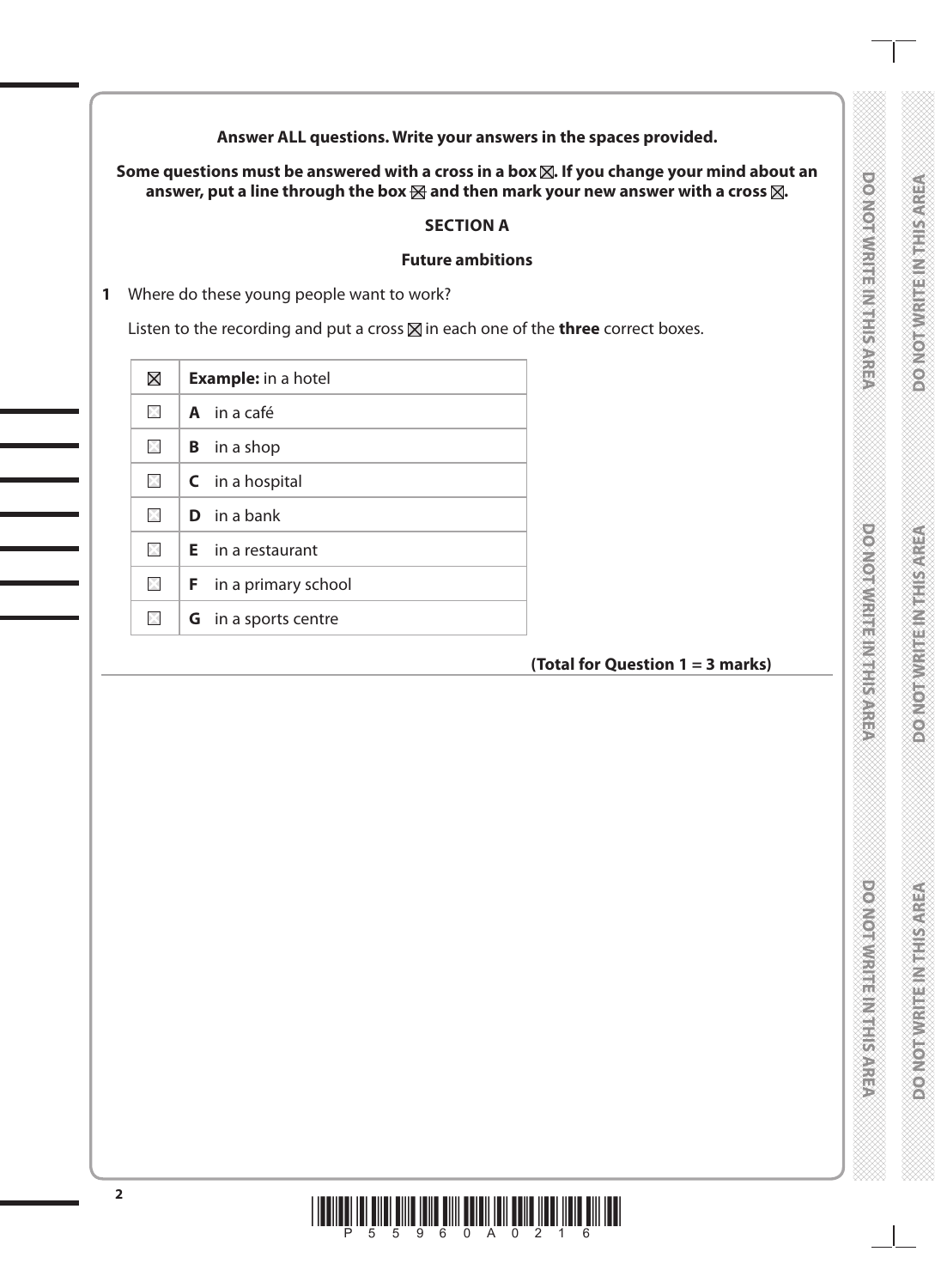**Answer ALL questions. Write your answers in the spaces provided.**

**Some questions must be answered with a cross in a box ☒. If you change your mind about an answer, put a line through the box ☒ and then mark your new answer with a cross ☒.**

## SECTION A

### Future ambitions

**1** Where do these young people want to work?

Listen to the recording and put a cross ☒ in each one of the **three** correct boxes.

| | |
|---|---|
| ☒ | **Example:** in a hotel |
| ☐ | **A** in a café |
| ☐ | **B** in a shop |
| ☐ | **C** in a hospital |
| ☐ | **D** in a bank |
| ☐ | **E** in a restaurant |
| ☐ | **F** in a primary school |
| ☐ | **G** in a sports centre |

**(Total for Question 1 = 3 marks)**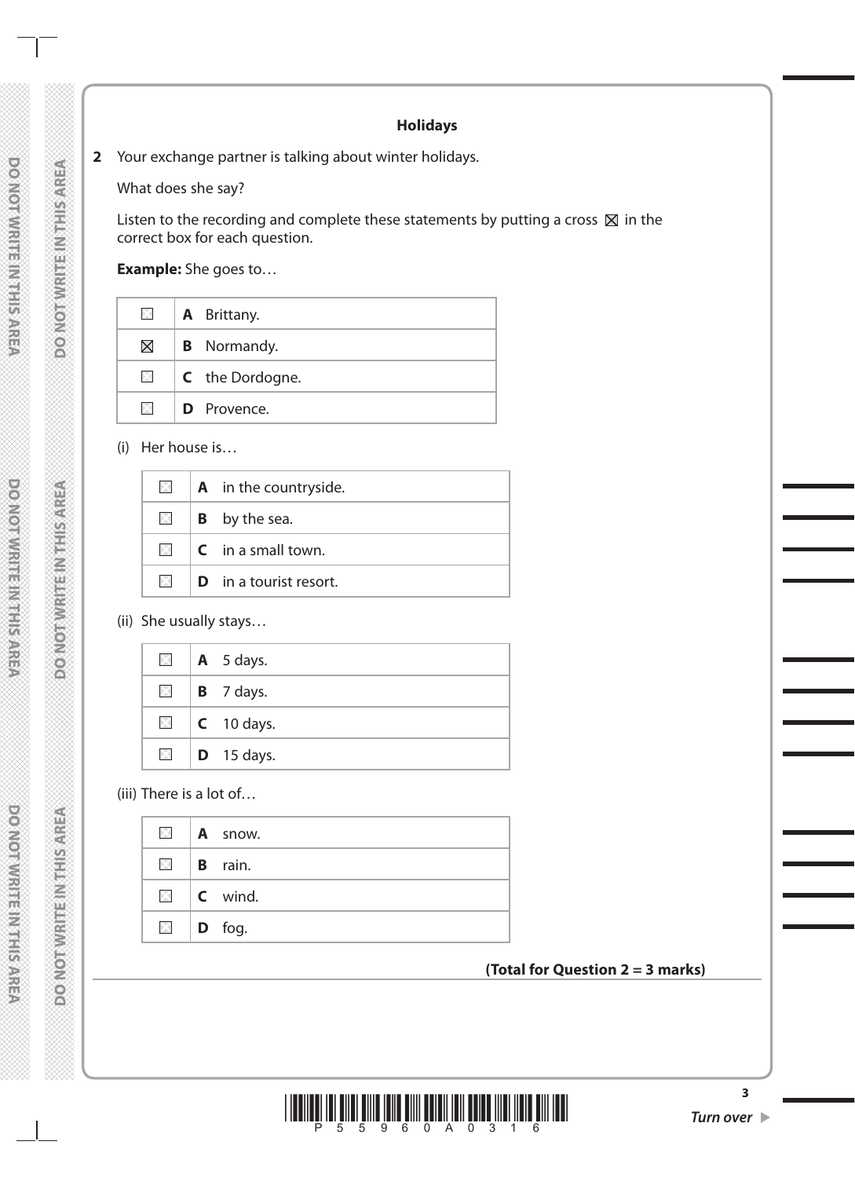## Holidays

**2** Your exchange partner is talking about winter holidays.

What does she say?

Listen to the recording and complete these statements by putting a cross ☒ in the correct box for each question.

**Example:** She goes to…

| | |
|---|---|
| ☐ | **A** Brittany. |
| ☒ | **B** Normandy. |
| ☐ | **C** the Dordogne. |
| ☐ | **D** Provence. |

(i) Her house is…

| | |
|---|---|
| ☐ | **A** in the countryside. |
| ☐ | **B** by the sea. |
| ☐ | **C** in a small town. |
| ☐ | **D** in a tourist resort. |

(ii) She usually stays…

| | |
|---|---|
| ☐ | **A** 5 days. |
| ☐ | **B** 7 days. |
| ☐ | **C** 10 days. |
| ☐ | **D** 15 days. |

(iii) There is a lot of…

| | |
|---|---|
| ☐ | **A** snow. |
| ☐ | **B** rain. |
| ☐ | **C** wind. |
| ☐ | **D** fog. |

**(Total for Question 2 = 3 marks)**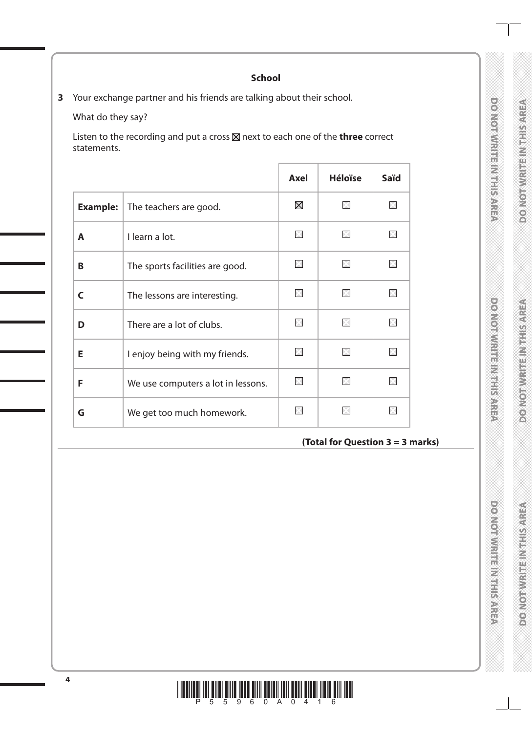## School

**3** Your exchange partner and his friends are talking about their school.

What do they say?

Listen to the recording and put a cross ☒ next to each one of the **three** correct statements.

| | | Axel | Héloïse | Saïd |
|---|---|---|---|---|
| **Example:** | The teachers are good. | ☒ | ☐ | ☐ |
| **A** | I learn a lot. | ☐ | ☐ | ☐ |
| **B** | The sports facilities are good. | ☐ | ☐ | ☐ |
| **C** | The lessons are interesting. | ☐ | ☐ | ☐ |
| **D** | There are a lot of clubs. | ☐ | ☐ | ☐ |
| **E** | I enjoy being with my friends. | ☐ | ☐ | ☐ |
| **F** | We use computers a lot in lessons. | ☐ | ☐ | ☐ |
| **G** | We get too much homework. | ☐ | ☐ | ☐ |

**(Total for Question 3 = 3 marks)**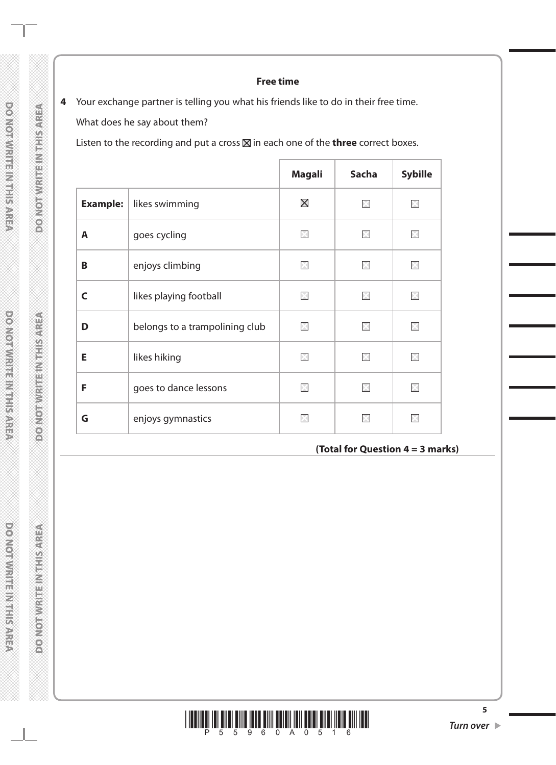### Free time

**4** Your exchange partner is telling you what his friends like to do in their free time.

What does he say about them?

Listen to the recording and put a cross ☒ in each one of the **three** correct boxes.

| | | Magali | Sacha | Sybille |
|---|---|---|---|---|
| **Example:** | likes swimming | ☒ | ☐ | ☐ |
| **A** | goes cycling | ☐ | ☐ | ☐ |
| **B** | enjoys climbing | ☐ | ☐ | ☐ |
| **C** | likes playing football | ☐ | ☐ | ☐ |
| **D** | belongs to a trampolining club | ☐ | ☐ | ☐ |
| **E** | likes hiking | ☐ | ☐ | ☐ |
| **F** | goes to dance lessons | ☐ | ☐ | ☐ |
| **G** | enjoys gymnastics | ☐ | ☐ | ☐ |

**(Total for Question 4 = 3 marks)**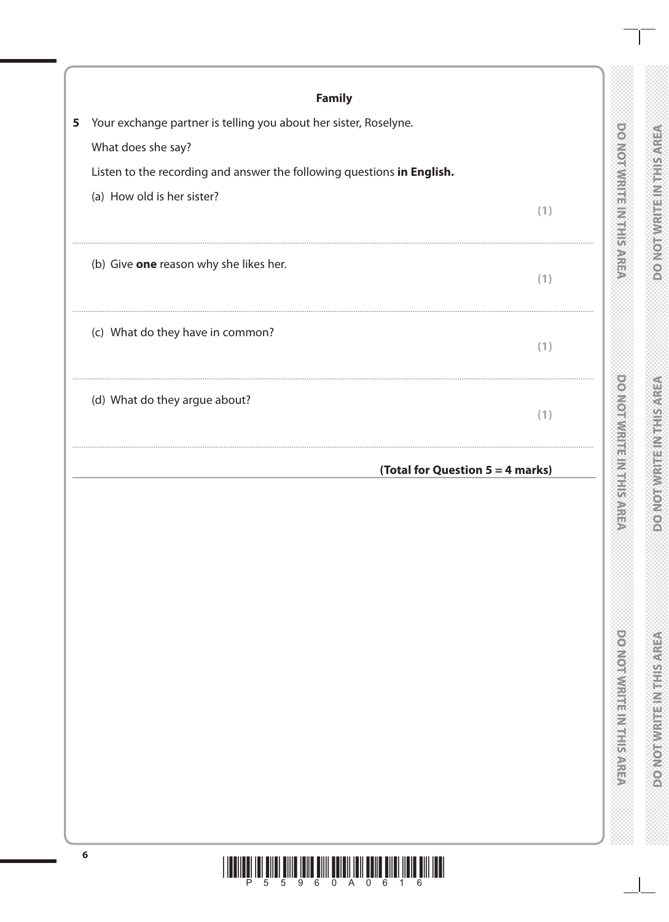## Family

**5** Your exchange partner is telling you about her sister, Roselyne.

What does she say?

Listen to the recording and answer the following questions **in English.**

(a) How old is her sister?

**(1)**

..................................................................................................................................................

(b) Give **one** reason why she likes her.

**(1)**

..................................................................................................................................................

(c) What do they have in common?

**(1)**

..................................................................................................................................................

(d) What do they argue about?

**(1)**

..................................................................................................................................................

**(Total for Question 5 = 4 marks)**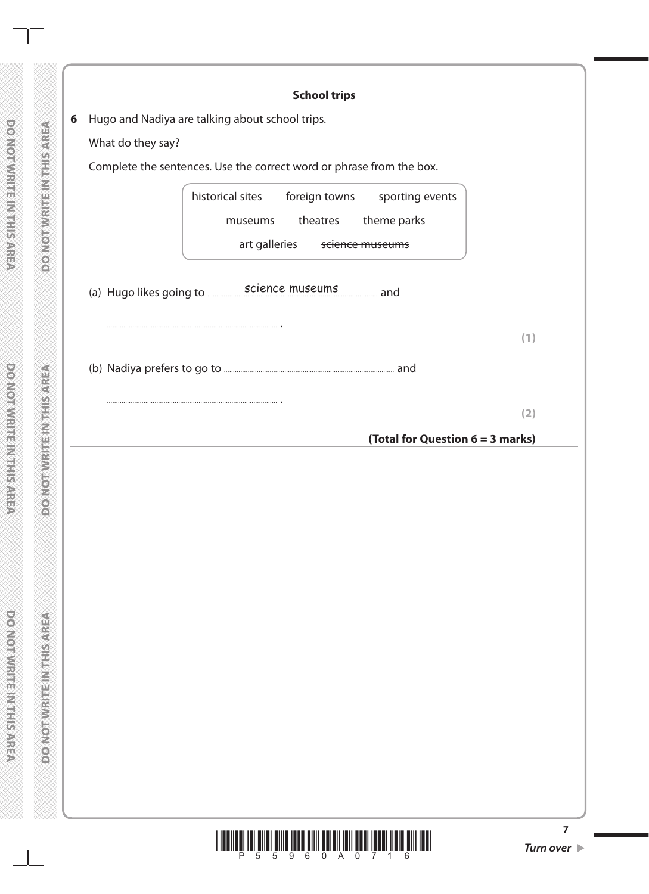## School trips

**6** Hugo and Nadiya are talking about school trips.

What do they say?

Complete the sentences. Use the correct word or phrase from the box.

| historical sites | foreign towns | sporting events |
|---|---|---|
| museums | theatres | theme parks |
| art galleries | ~~science museums~~ | |

(a) Hugo likes going to ......science museums...... and

.................................................. .

**(1)**

(b) Nadiya prefers to go to .................................................. and

.................................................. .

**(2)**

**(Total for Question 6 = 3 marks)**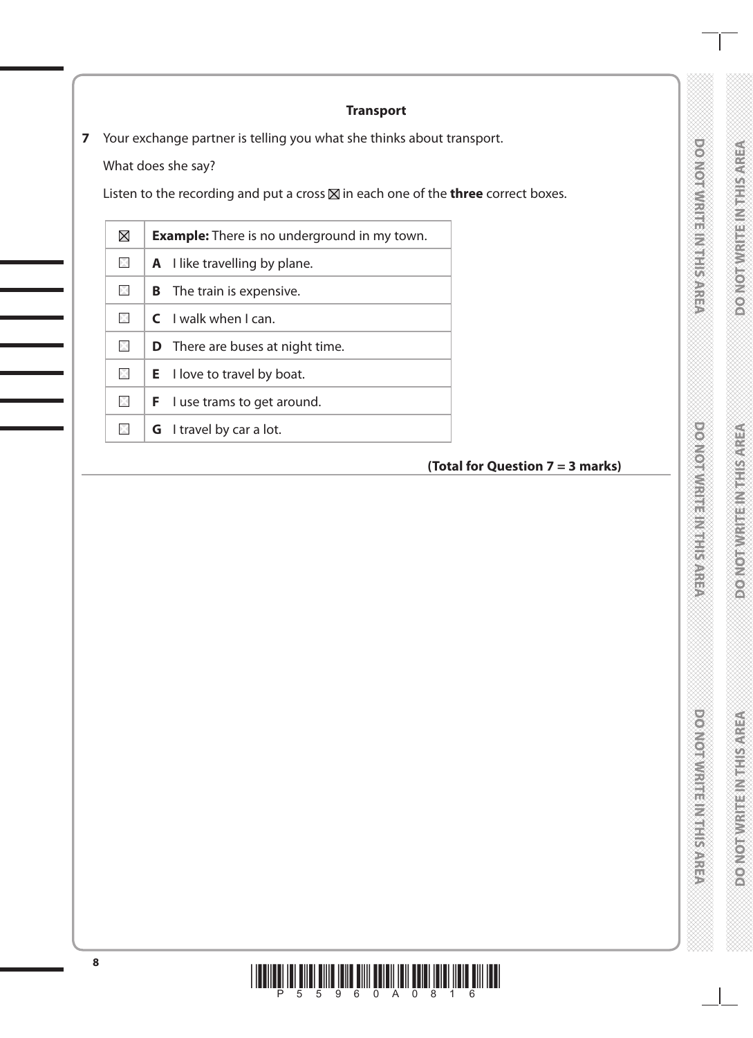## Transport

**7** Your exchange partner is telling you what she thinks about transport.

What does she say?

Listen to the recording and put a cross ☒ in each one of the **three** correct boxes.

| | |
|---|---|
| ☒ | **Example:** There is no underground in my town. |
| ☐ | **A** I like travelling by plane. |
| ☐ | **B** The train is expensive. |
| ☐ | **C** I walk when I can. |
| ☐ | **D** There are buses at night time. |
| ☐ | **E** I love to travel by boat. |
| ☐ | **F** I use trams to get around. |
| ☐ | **G** I travel by car a lot. |

**(Total for Question 7 = 3 marks)**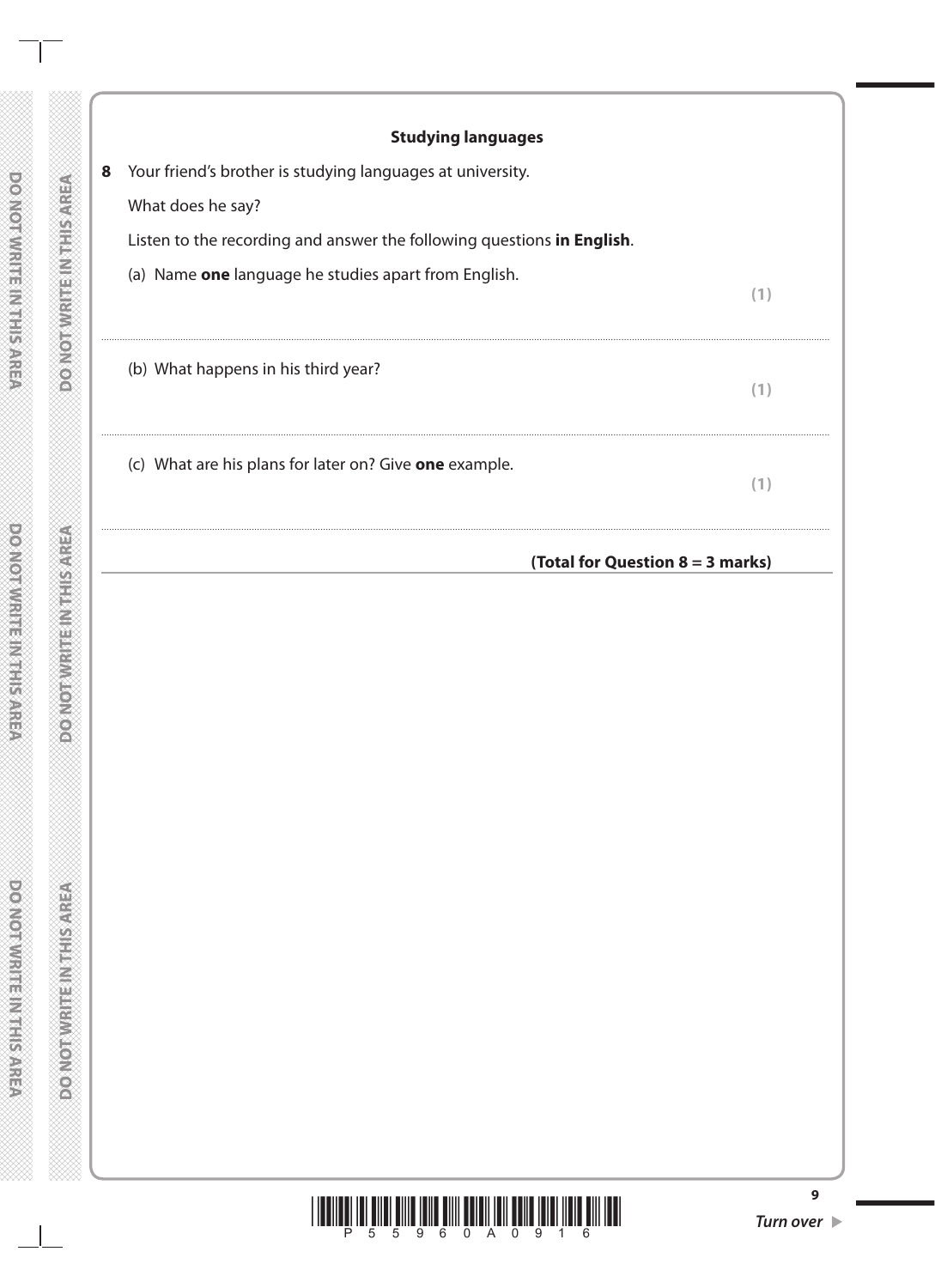## Studying languages

**8** Your friend's brother is studying languages at university.

What does he say?

Listen to the recording and answer the following questions **in English**.

(a) Name **one** language he studies apart from English. **(1)**

..............................................................................................................................................

(b) What happens in his third year? **(1)**

..............................................................................................................................................

(c) What are his plans for later on? Give **one** example. **(1)**

..............................................................................................................................................

**(Total for Question 8 = 3 marks)**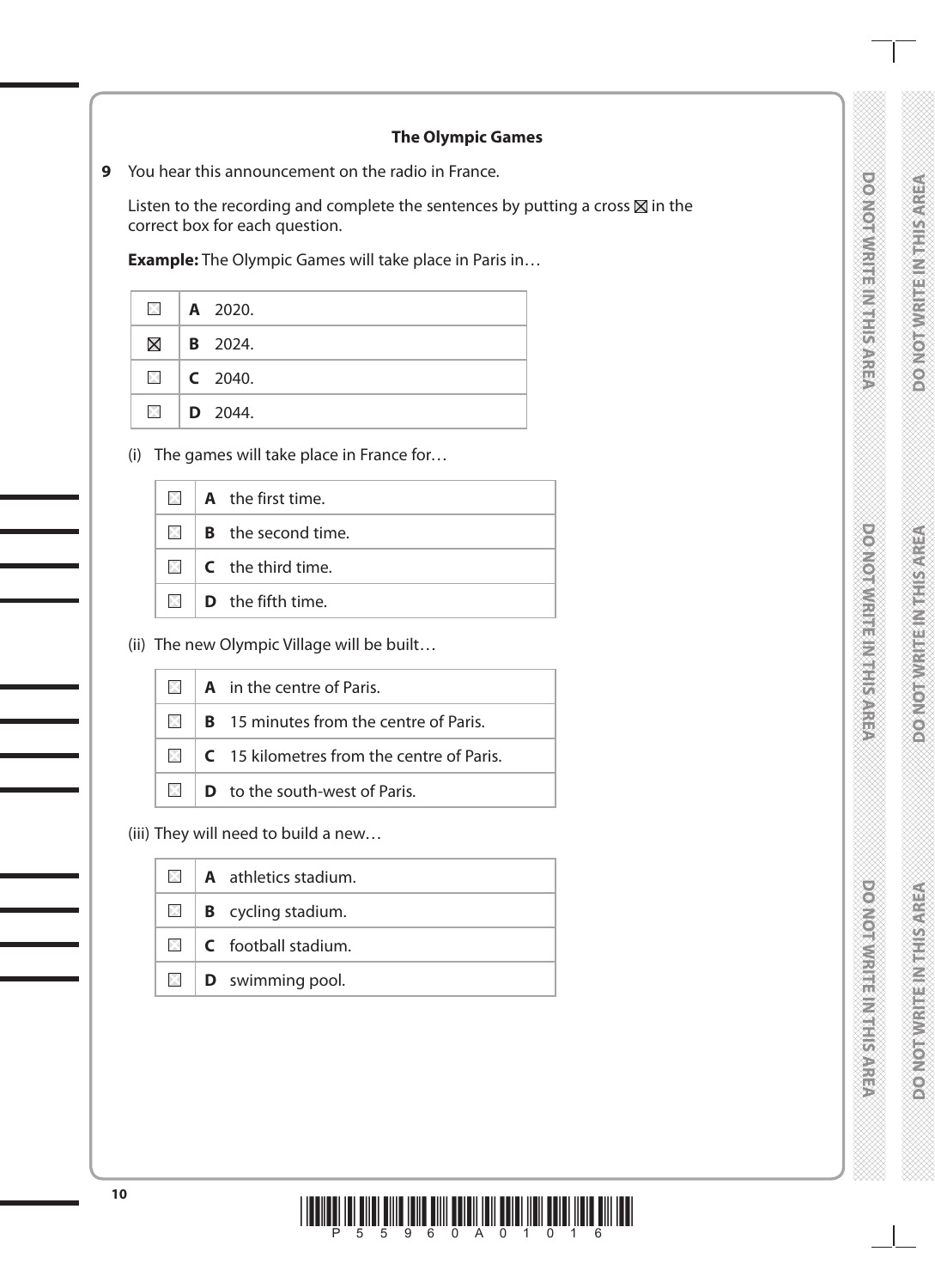### The Olympic Games

**9** You hear this announcement on the radio in France.

Listen to the recording and complete the sentences by putting a cross ⊠ in the correct box for each question.

**Example:** The Olympic Games will take place in Paris in…

| | |
|---|---|
| ☐ | **A** 2020. |
| ⊠ | **B** 2024. |
| ☐ | **C** 2040. |
| ☐ | **D** 2044. |

(i) The games will take place in France for…

| | |
|---|---|
| ☐ | **A** the first time. |
| ☐ | **B** the second time. |
| ☐ | **C** the third time. |
| ☐ | **D** the fifth time. |

(ii) The new Olympic Village will be built…

| | |
|---|---|
| ☐ | **A** in the centre of Paris. |
| ☐ | **B** 15 minutes from the centre of Paris. |
| ☐ | **C** 15 kilometres from the centre of Paris. |
| ☐ | **D** to the south-west of Paris. |

(iii) They will need to build a new…

| | |
|---|---|
| ☐ | **A** athletics stadium. |
| ☐ | **B** cycling stadium. |
| ☐ | **C** football stadium. |
| ☐ | **D** swimming pool. |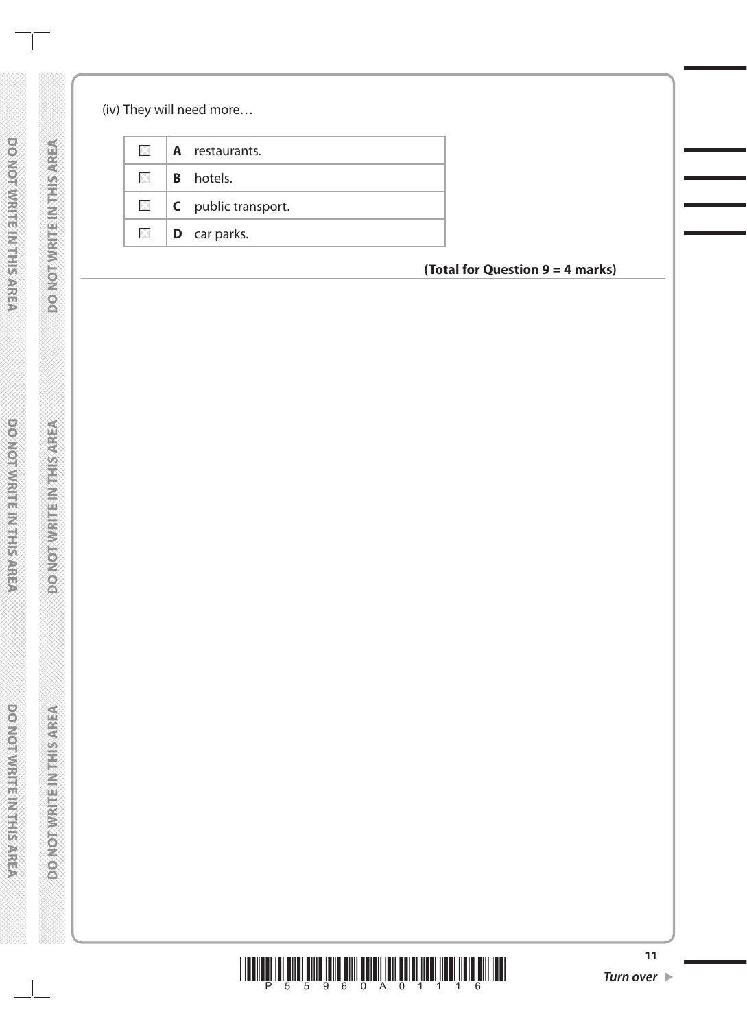(iv) They will need more…

| | | |
|---|---|---|
| ☐ | **A** | restaurants. |
| ☐ | **B** | hotels. |
| ☐ | **C** | public transport. |
| ☐ | **D** | car parks. |

**(Total for Question 9 = 4 marks)**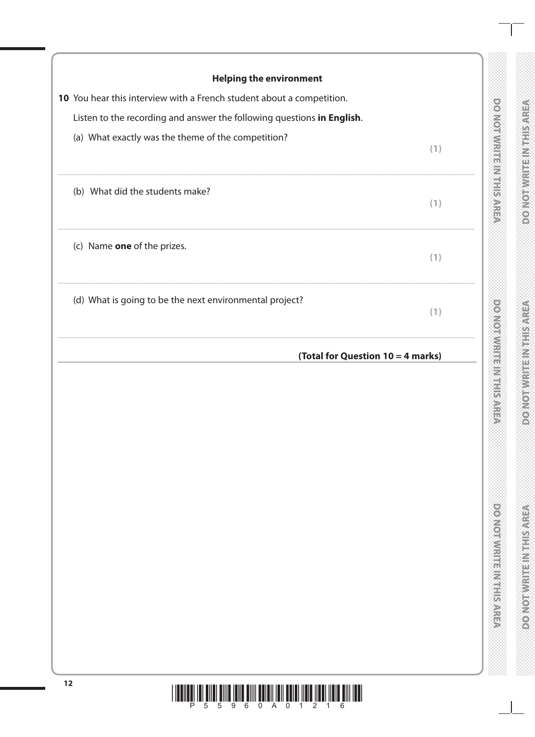**Helping the environment**

**10** You hear this interview with a French student about a competition.

Listen to the recording and answer the following questions **in English**.

(a) What exactly was the theme of the competition?

**(1)**

.......................................................................................................................................................................................................

(b) What did the students make?

**(1)**

.......................................................................................................................................................................................................

(c) Name **one** of the prizes.

**(1)**

.......................................................................................................................................................................................................

(d) What is going to be the next environmental project?

**(1)**

.......................................................................................................................................................................................................

**(Total for Question 10 = 4 marks)**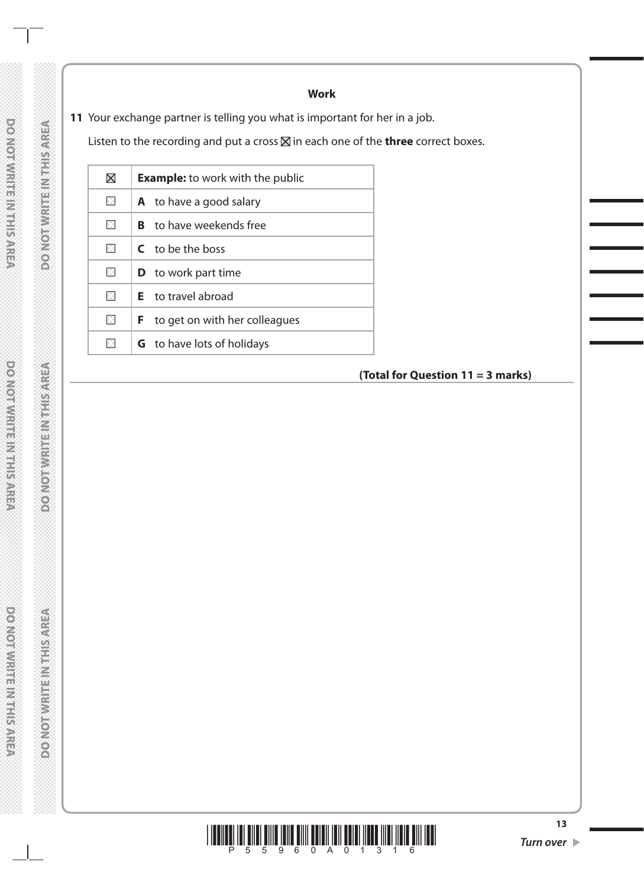## Work

**11** Your exchange partner is telling you what is important for her in a job.

Listen to the recording and put a cross ☒ in each one of the **three** correct boxes.

| | |
|---|---|
| ☒ | **Example:** to work with the public |
| ☐ | **A** to have a good salary |
| ☐ | **B** to have weekends free |
| ☐ | **C** to be the boss |
| ☐ | **D** to work part time |
| ☐ | **E** to travel abroad |
| ☐ | **F** to get on with her colleagues |
| ☐ | **G** to have lots of holidays |

**(Total for Question 11 = 3 marks)**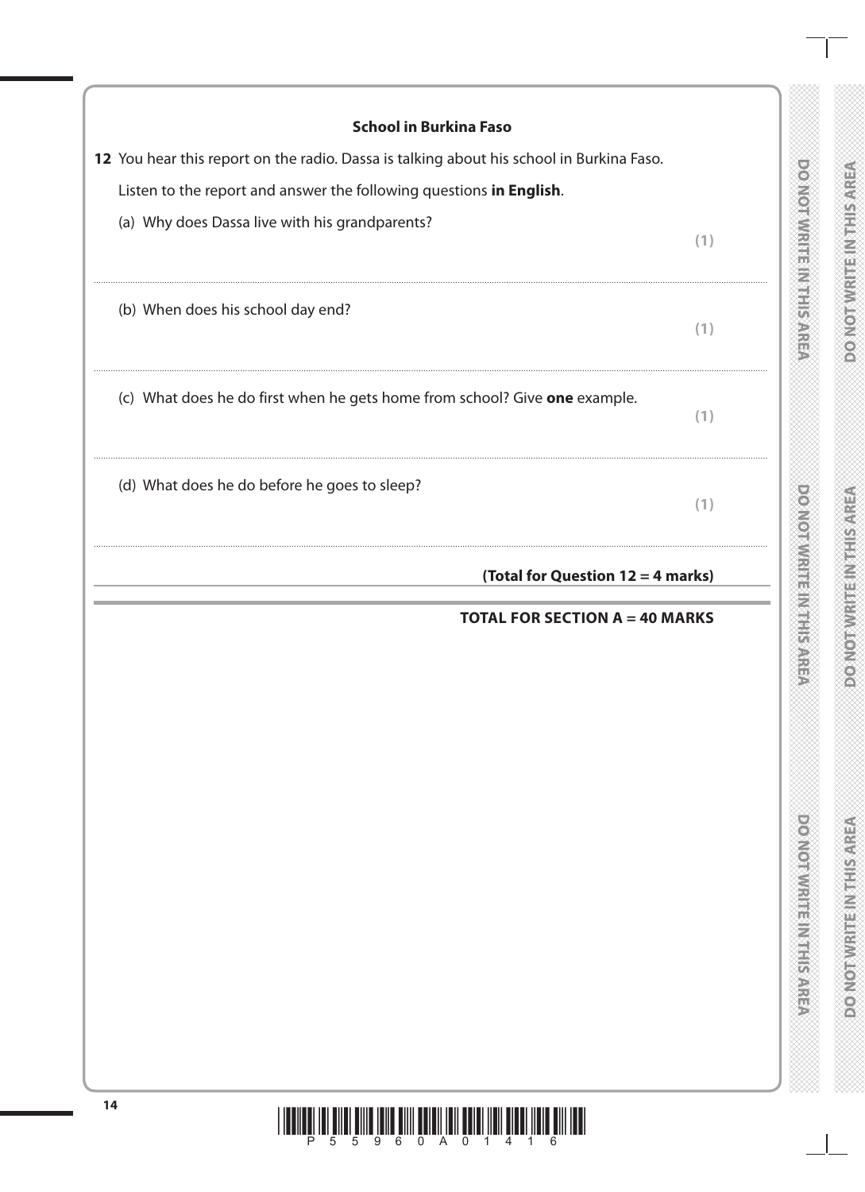**School in Burkina Faso**

**12** You hear this report on the radio. Dassa is talking about his school in Burkina Faso.

Listen to the report and answer the following questions **in English**.

(a) Why does Dassa live with his grandparents? **(1)**

..............................................................................................................................................

(b) When does his school day end? **(1)**

..............................................................................................................................................

(c) What does he do first when he gets home from school? Give **one** example. **(1)**

..............................................................................................................................................

(d) What does he do before he goes to sleep? **(1)**

..............................................................................................................................................

**(Total for Question 12 = 4 marks)**

**TOTAL FOR SECTION A = 40 MARKS**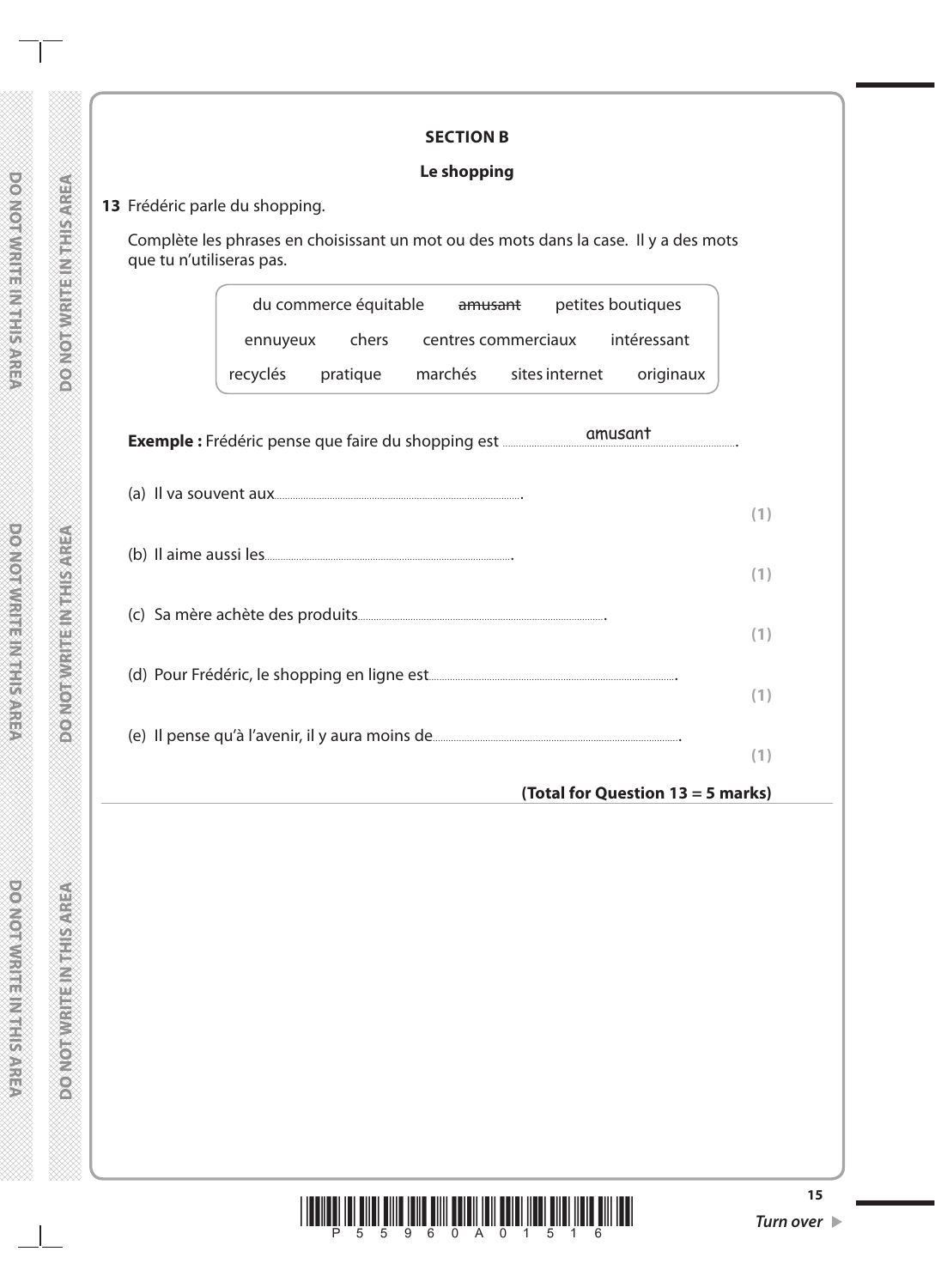## SECTION B

### Le shopping

**13** Frédéric parle du shopping.

Complète les phrases en choisissant un mot ou des mots dans la case. Il y a des mots que tu n'utiliseras pas.

| | | | |
|---|---|---|---|
| du commerce équitable | ~~amusant~~ | petites boutiques | |
| ennuyeux | chers | centres commerciaux | intéressant |
| recyclés | pratique | marchés | sites internet | originaux |

**Exemple :** Frédéric pense que faire du shopping est ........amusant........

(a) Il va souvent aux.................................................. **(1)**

(b) Il aime aussi les.................................................. **(1)**

(c) Sa mère achète des produits.................................................. **(1)**

(d) Pour Frédéric, le shopping en ligne est.................................................. **(1)**

(e) Il pense qu'à l'avenir, il y aura moins de.................................................. **(1)**

**(Total for Question 13 = 5 marks)**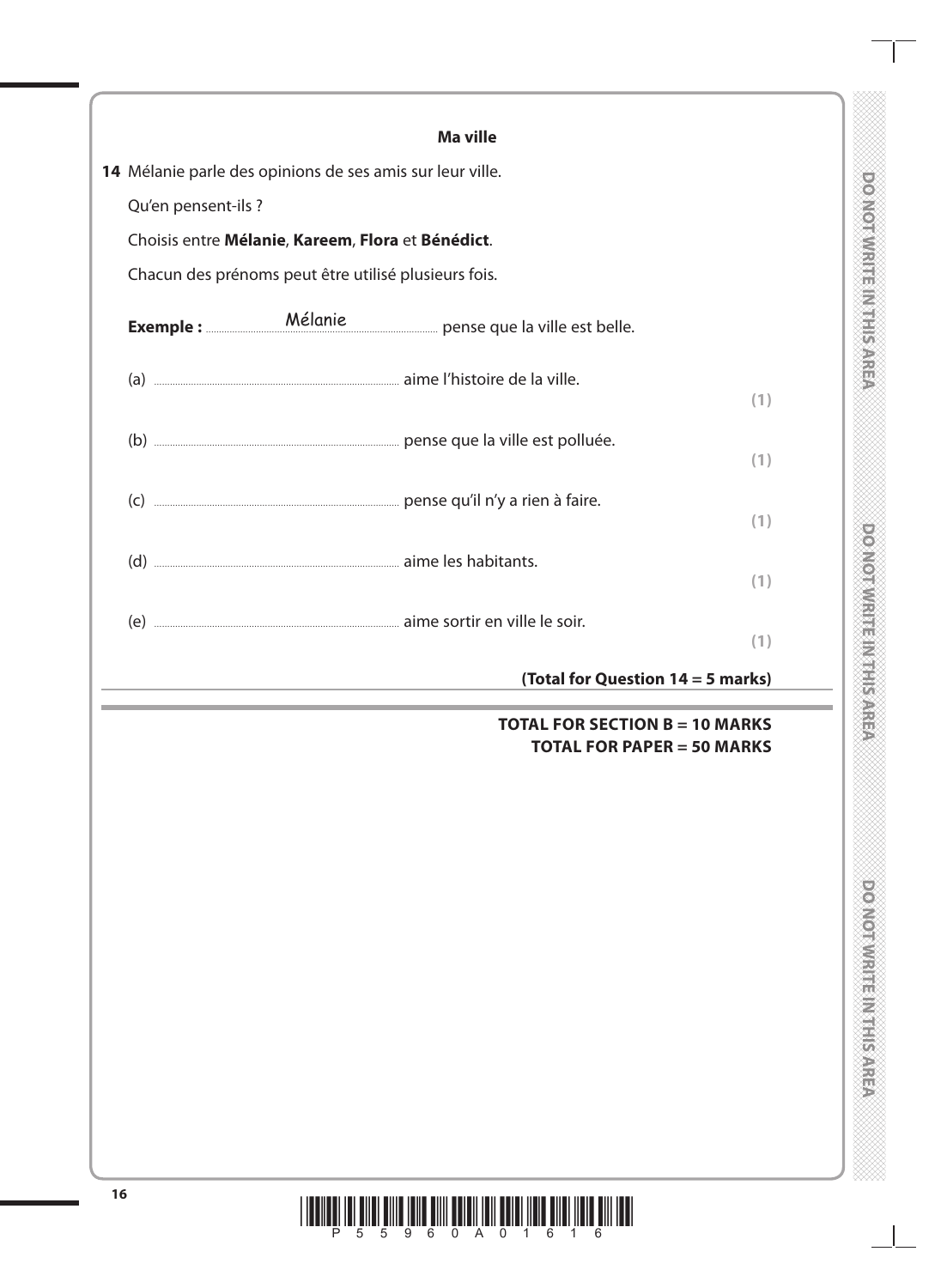## Ma ville

**14** Mélanie parle des opinions de ses amis sur leur ville.

Qu'en pensent-ils ?

Choisis entre **Mélanie**, **Kareem**, **Flora** et **Bénédict**.

Chacun des prénoms peut être utilisé plusieurs fois.

**Exemple :** Mélanie pense que la ville est belle.

(a) .................................................... aime l'histoire de la ville. **(1)**

(b) .................................................... pense que la ville est polluée. **(1)**

(c) .................................................... pense qu'il n'y a rien à faire. **(1)**

(d) .................................................... aime les habitants. **(1)**

(e) .................................................... aime sortir en ville le soir. **(1)**

**(Total for Question 14 = 5 marks)**

**TOTAL FOR SECTION B = 10 MARKS**
**TOTAL FOR PAPER = 50 MARKS**